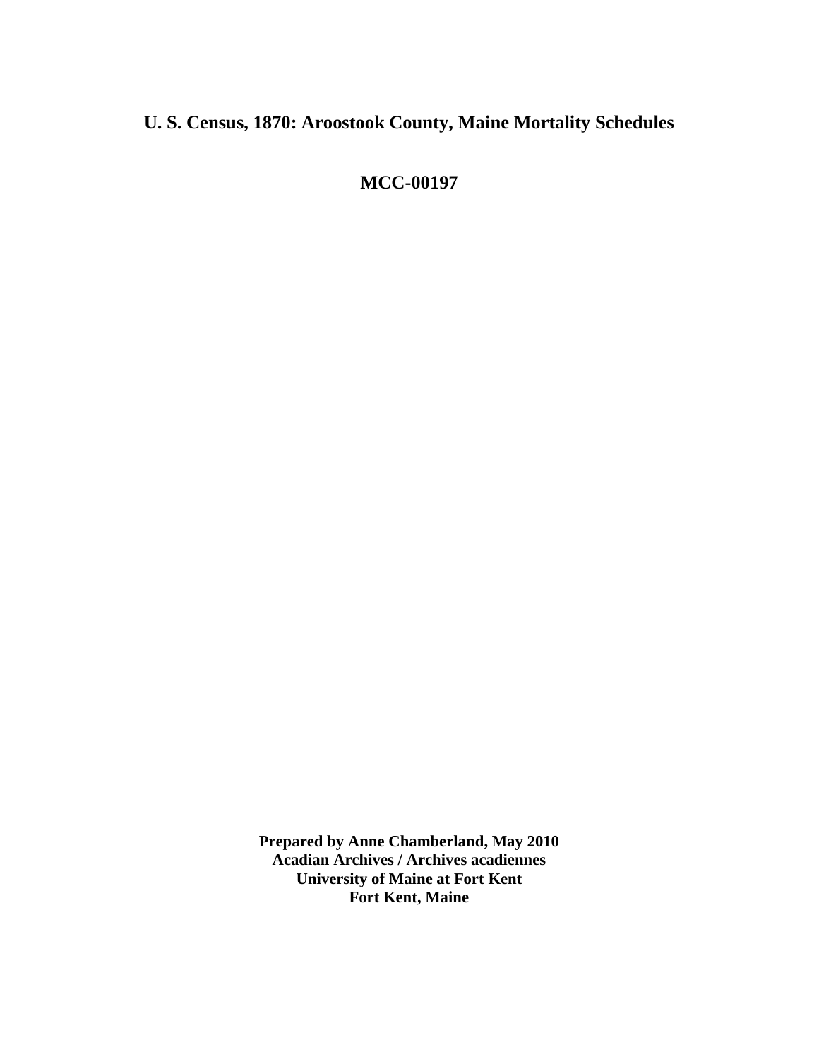# U. S. Census, 1870: Aroostook County, Maine Mortality Schedules

## MCC-00197

**Prepared by Anne Chamberland, May 2010**
**Acadian Archives / Archives acadiennes**
**University of Maine at Fort Kent**
**Fort Kent, Maine**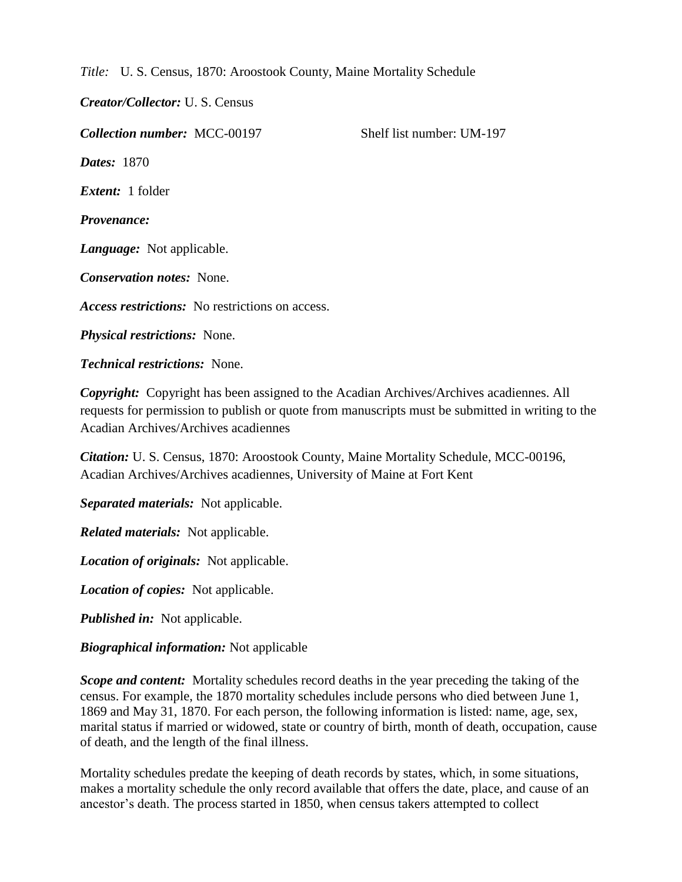*Title:* U. S. Census, 1870: Aroostook County, Maine Mortality Schedule

***Creator/Collector:*** U. S. Census

***Collection number:*** MCC-00197 Shelf list number: UM-197

***Dates:*** 1870

***Extent:*** 1 folder

***Provenance:***

***Language:*** Not applicable.

***Conservation notes:*** None.

***Access restrictions:*** No restrictions on access.

***Physical restrictions:*** None.

***Technical restrictions:*** None.

***Copyright:*** Copyright has been assigned to the Acadian Archives/Archives acadiennes. All requests for permission to publish or quote from manuscripts must be submitted in writing to the Acadian Archives/Archives acadiennes

***Citation:*** U. S. Census, 1870: Aroostook County, Maine Mortality Schedule, MCC-00196, Acadian Archives/Archives acadiennes, University of Maine at Fort Kent

***Separated materials:*** Not applicable.

***Related materials:*** Not applicable.

***Location of originals:*** Not applicable.

***Location of copies:*** Not applicable.

***Published in:*** Not applicable.

***Biographical information:*** Not applicable

***Scope and content:*** Mortality schedules record deaths in the year preceding the taking of the census. For example, the 1870 mortality schedules include persons who died between June 1, 1869 and May 31, 1870. For each person, the following information is listed: name, age, sex, marital status if married or widowed, state or country of birth, month of death, occupation, cause of death, and the length of the final illness.

Mortality schedules predate the keeping of death records by states, which, in some situations, makes a mortality schedule the only record available that offers the date, place, and cause of an ancestor's death. The process started in 1850, when census takers attempted to collect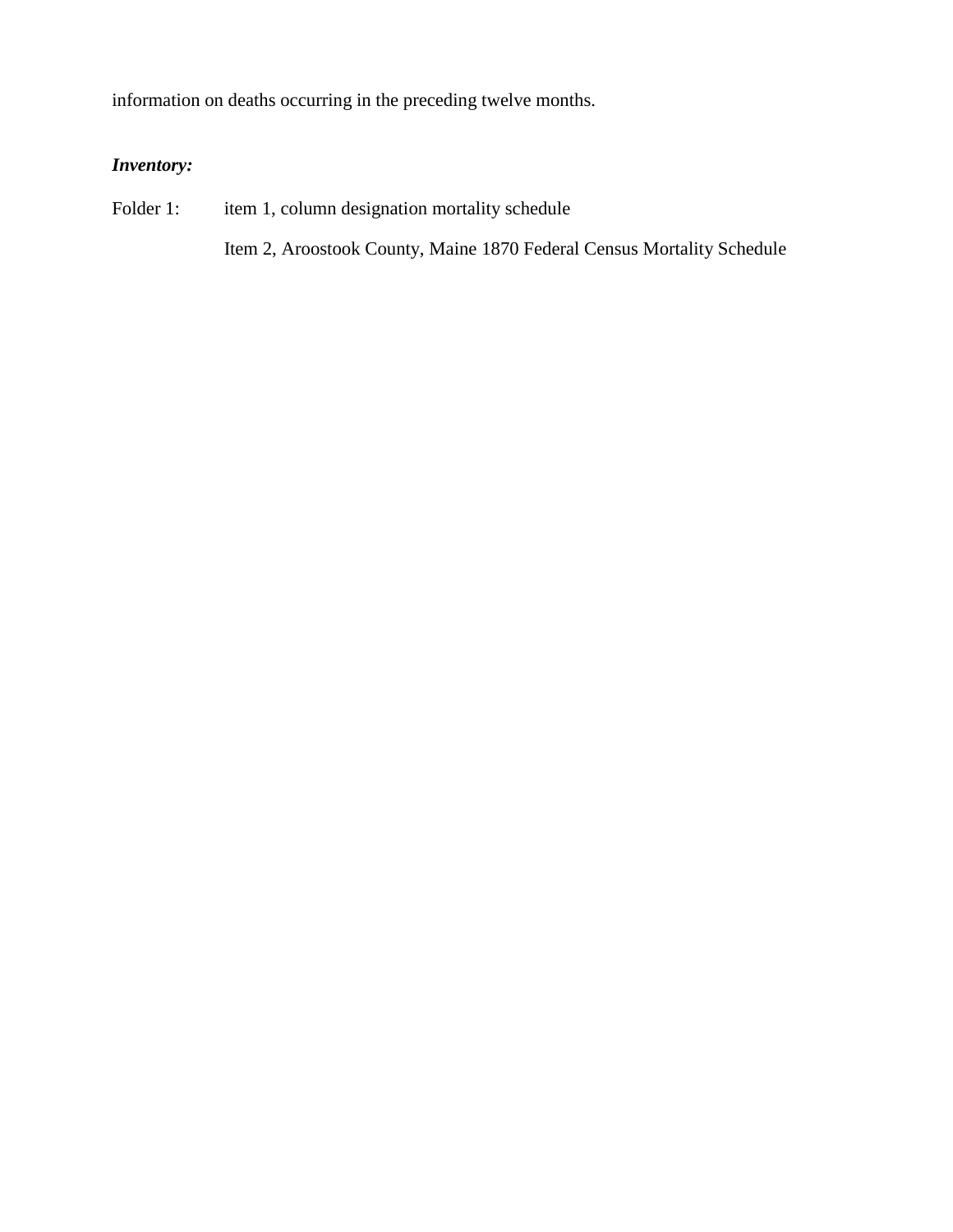information on deaths occurring in the preceding twelve months.

***Inventory:***

Folder 1: item 1, column designation mortality schedule

Item 2, Aroostook County, Maine 1870 Federal Census Mortality Schedule